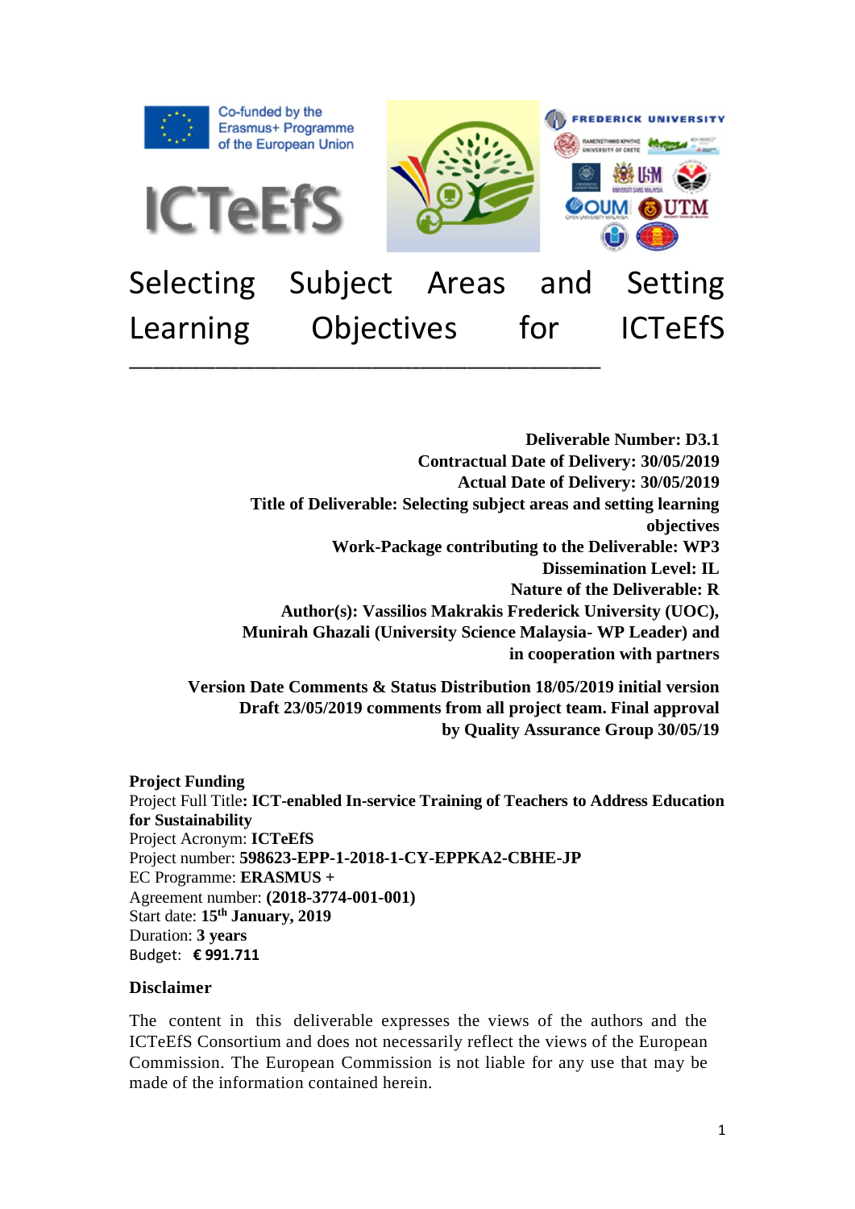Co-funded by the Erasmus+ Programme of the European Union

ICTeEfS

# Selecting Subject Areas and Setting Learning Objectives for ICTeEfS

**Deliverable Number: D3.1**
**Contractual Date of Delivery: 30/05/2019**
**Actual Date of Delivery: 30/05/2019**
**Title of Deliverable: Selecting subject areas and setting learning objectives**
**Work-Package contributing to the Deliverable: WP3**
**Dissemination Level: IL**
**Nature of the Deliverable: R**
**Author(s): Vassilios Makrakis Frederick University (UOC), Munirah Ghazali (University Science Malaysia- WP Leader) and in cooperation with partners**

**Version Date Comments & Status Distribution 18/05/2019 initial version Draft 23/05/2019 comments from all project team. Final approval by Quality Assurance Group 30/05/19**

**Project Funding**
Project Full Title**: ICT-enabled In-service Training of Teachers to Address Education for Sustainability**
Project Acronym: **ICTeEfS**
Project number: **598623-EPP-1-2018-1-CY-EPPKA2-CBHE-JP**
EC Programme: **ERASMUS +**
Agreement number: **(2018-3774-001-001)**
Start date: **15th January, 2019**
Duration: **3 years**
Budget: **€ 991.711**

**Disclaimer**

The content in this deliverable expresses the views of the authors and the ICTeEfS Consortium and does not necessarily reflect the views of the European Commission. The European Commission is not liable for any use that may be made of the information contained herein.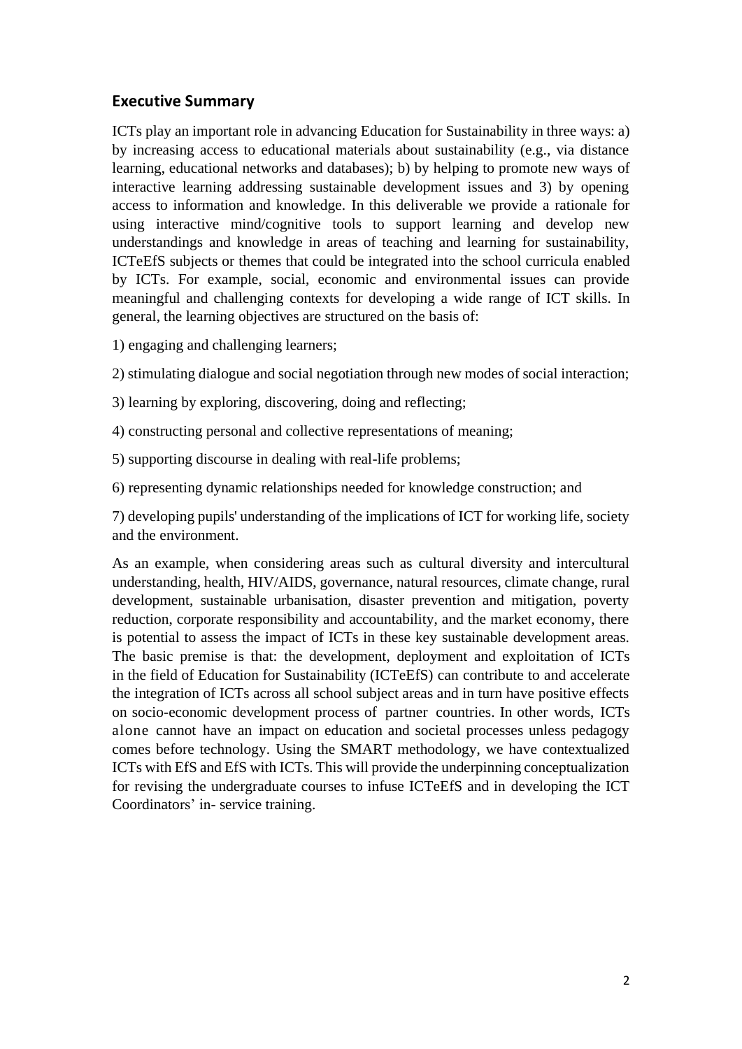## Executive Summary

ICTs play an important role in advancing Education for Sustainability in three ways: a) by increasing access to educational materials about sustainability (e.g., via distance learning, educational networks and databases); b) by helping to promote new ways of interactive learning addressing sustainable development issues and 3) by opening access to information and knowledge. In this deliverable we provide a rationale for using interactive mind/cognitive tools to support learning and develop new understandings and knowledge in areas of teaching and learning for sustainability, ICTeEfS subjects or themes that could be integrated into the school curricula enabled by ICTs. For example, social, economic and environmental issues can provide meaningful and challenging contexts for developing a wide range of ICT skills. In general, the learning objectives are structured on the basis of:

1) engaging and challenging learners;

2) stimulating dialogue and social negotiation through new modes of social interaction;

3) learning by exploring, discovering, doing and reflecting;

4) constructing personal and collective representations of meaning;

5) supporting discourse in dealing with real-life problems;

6) representing dynamic relationships needed for knowledge construction; and

7) developing pupils' understanding of the implications of ICT for working life, society and the environment.

As an example, when considering areas such as cultural diversity and intercultural understanding, health, HIV/AIDS, governance, natural resources, climate change, rural development, sustainable urbanisation, disaster prevention and mitigation, poverty reduction, corporate responsibility and accountability, and the market economy, there is potential to assess the impact of ICTs in these key sustainable development areas. The basic premise is that: the development, deployment and exploitation of ICTs in the field of Education for Sustainability (ICTeEfS) can contribute to and accelerate the integration of ICTs across all school subject areas and in turn have positive effects on socio-economic development process of partner countries. In other words, ICTs alone cannot have an impact on education and societal processes unless pedagogy comes before technology. Using the SMART methodology, we have contextualized ICTs with EfS and EfS with ICTs. This will provide the underpinning conceptualization for revising the undergraduate courses to infuse ICTeEfS and in developing the ICT Coordinators' in- service training.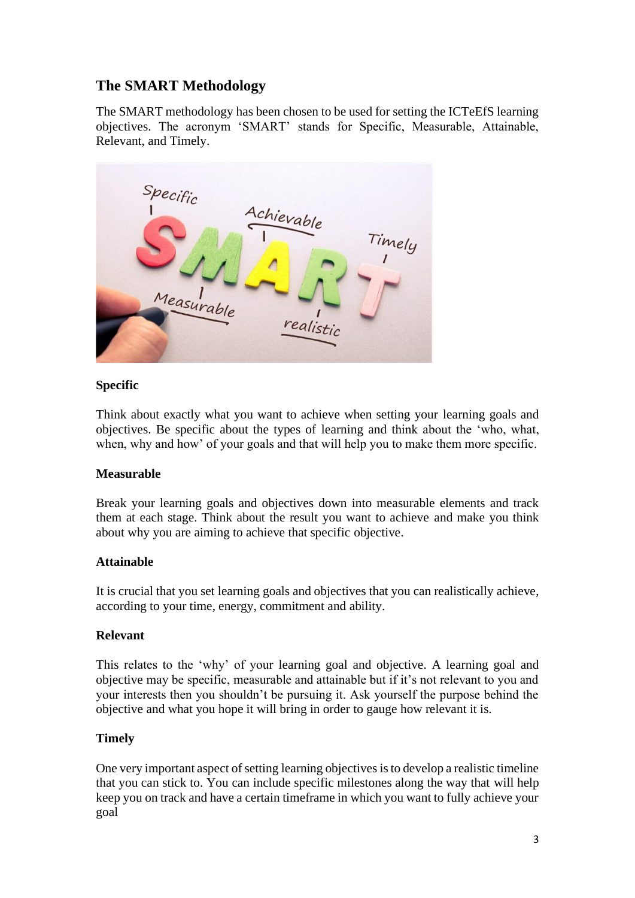## The SMART Methodology

The SMART methodology has been chosen to be used for setting the ICTeEfS learning objectives. The acronym 'SMART' stands for Specific, Measurable, Attainable, Relevant, and Timely.

### Specific

Think about exactly what you want to achieve when setting your learning goals and objectives. Be specific about the types of learning and think about the 'who, what, when, why and how' of your goals and that will help you to make them more specific.

### Measurable

Break your learning goals and objectives down into measurable elements and track them at each stage. Think about the result you want to achieve and make you think about why you are aiming to achieve that specific objective.

### Attainable

It is crucial that you set learning goals and objectives that you can realistically achieve, according to your time, energy, commitment and ability.

### Relevant

This relates to the 'why' of your learning goal and objective. A learning goal and objective may be specific, measurable and attainable but if it's not relevant to you and your interests then you shouldn't be pursuing it. Ask yourself the purpose behind the objective and what you hope it will bring in order to gauge how relevant it is.

### Timely

One very important aspect of setting learning objectives is to develop a realistic timeline that you can stick to. You can include specific milestones along the way that will help keep you on track and have a certain timeframe in which you want to fully achieve your goal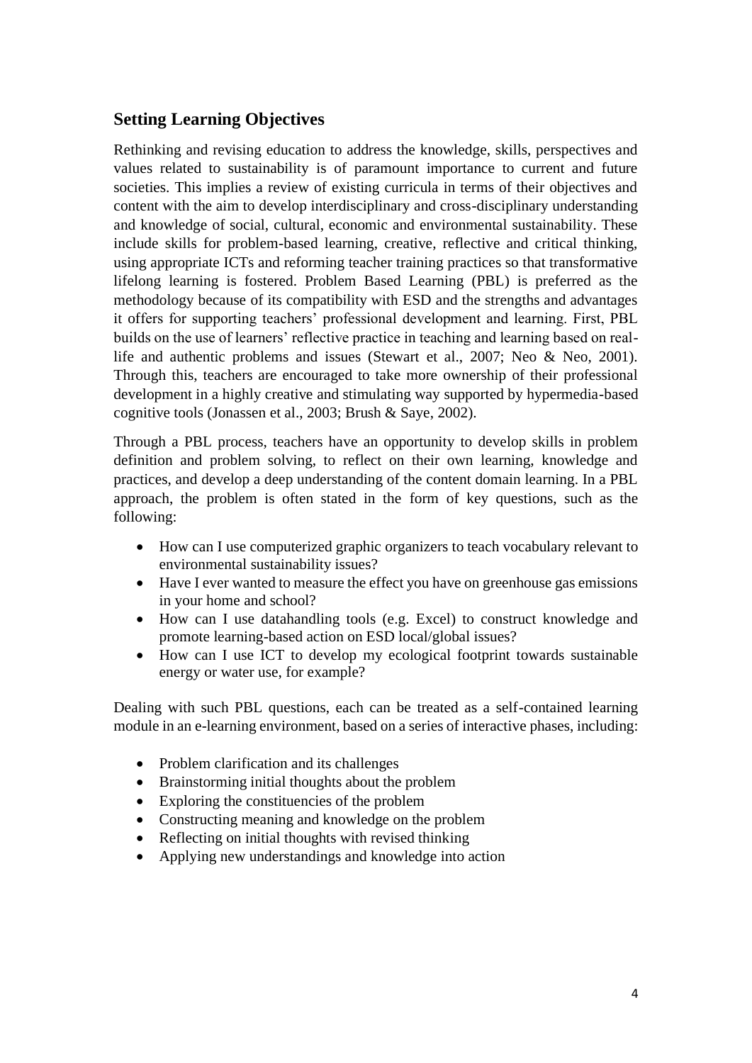## Setting Learning Objectives

Rethinking and revising education to address the knowledge, skills, perspectives and values related to sustainability is of paramount importance to current and future societies. This implies a review of existing curricula in terms of their objectives and content with the aim to develop interdisciplinary and cross-disciplinary understanding and knowledge of social, cultural, economic and environmental sustainability. These include skills for problem-based learning, creative, reflective and critical thinking, using appropriate ICTs and reforming teacher training practices so that transformative lifelong learning is fostered. Problem Based Learning (PBL) is preferred as the methodology because of its compatibility with ESD and the strengths and advantages it offers for supporting teachers' professional development and learning. First, PBL builds on the use of learners' reflective practice in teaching and learning based on real-life and authentic problems and issues (Stewart et al., 2007; Neo & Neo, 2001). Through this, teachers are encouraged to take more ownership of their professional development in a highly creative and stimulating way supported by hypermedia-based cognitive tools (Jonassen et al., 2003; Brush & Saye, 2002).

Through a PBL process, teachers have an opportunity to develop skills in problem definition and problem solving, to reflect on their own learning, knowledge and practices, and develop a deep understanding of the content domain learning. In a PBL approach, the problem is often stated in the form of key questions, such as the following:

- How can I use computerized graphic organizers to teach vocabulary relevant to environmental sustainability issues?
- Have I ever wanted to measure the effect you have on greenhouse gas emissions in your home and school?
- How can I use datahandling tools (e.g. Excel) to construct knowledge and promote learning-based action on ESD local/global issues?
- How can I use ICT to develop my ecological footprint towards sustainable energy or water use, for example?

Dealing with such PBL questions, each can be treated as a self-contained learning module in an e-learning environment, based on a series of interactive phases, including:

- Problem clarification and its challenges
- Brainstorming initial thoughts about the problem
- Exploring the constituencies of the problem
- Constructing meaning and knowledge on the problem
- Reflecting on initial thoughts with revised thinking
- Applying new understandings and knowledge into action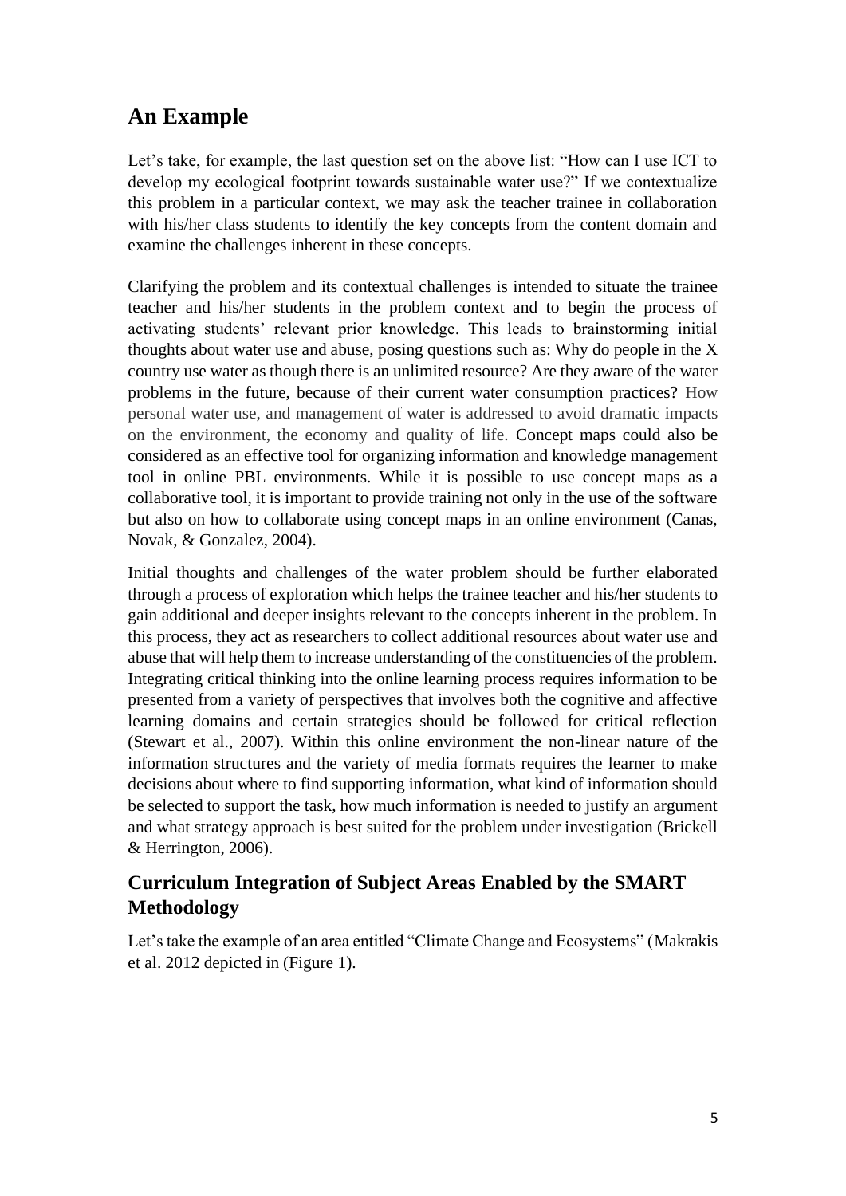## An Example

Let's take, for example, the last question set on the above list: "How can I use ICT to develop my ecological footprint towards sustainable water use?" If we contextualize this problem in a particular context, we may ask the teacher trainee in collaboration with his/her class students to identify the key concepts from the content domain and examine the challenges inherent in these concepts.

Clarifying the problem and its contextual challenges is intended to situate the trainee teacher and his/her students in the problem context and to begin the process of activating students' relevant prior knowledge. This leads to brainstorming initial thoughts about water use and abuse, posing questions such as: Why do people in the X country use water as though there is an unlimited resource? Are they aware of the water problems in the future, because of their current water consumption practices? How personal water use, and management of water is addressed to avoid dramatic impacts on the environment, the economy and quality of life. Concept maps could also be considered as an effective tool for organizing information and knowledge management tool in online PBL environments. While it is possible to use concept maps as a collaborative tool, it is important to provide training not only in the use of the software but also on how to collaborate using concept maps in an online environment (Canas, Novak, & Gonzalez, 2004).

Initial thoughts and challenges of the water problem should be further elaborated through a process of exploration which helps the trainee teacher and his/her students to gain additional and deeper insights relevant to the concepts inherent in the problem. In this process, they act as researchers to collect additional resources about water use and abuse that will help them to increase understanding of the constituencies of the problem. Integrating critical thinking into the online learning process requires information to be presented from a variety of perspectives that involves both the cognitive and affective learning domains and certain strategies should be followed for critical reflection (Stewart et al., 2007). Within this online environment the non-linear nature of the information structures and the variety of media formats requires the learner to make decisions about where to find supporting information, what kind of information should be selected to support the task, how much information is needed to justify an argument and what strategy approach is best suited for the problem under investigation (Brickell & Herrington, 2006).

## Curriculum Integration of Subject Areas Enabled by the SMART Methodology

Let's take the example of an area entitled "Climate Change and Ecosystems" (Makrakis et al. 2012 depicted in (Figure 1).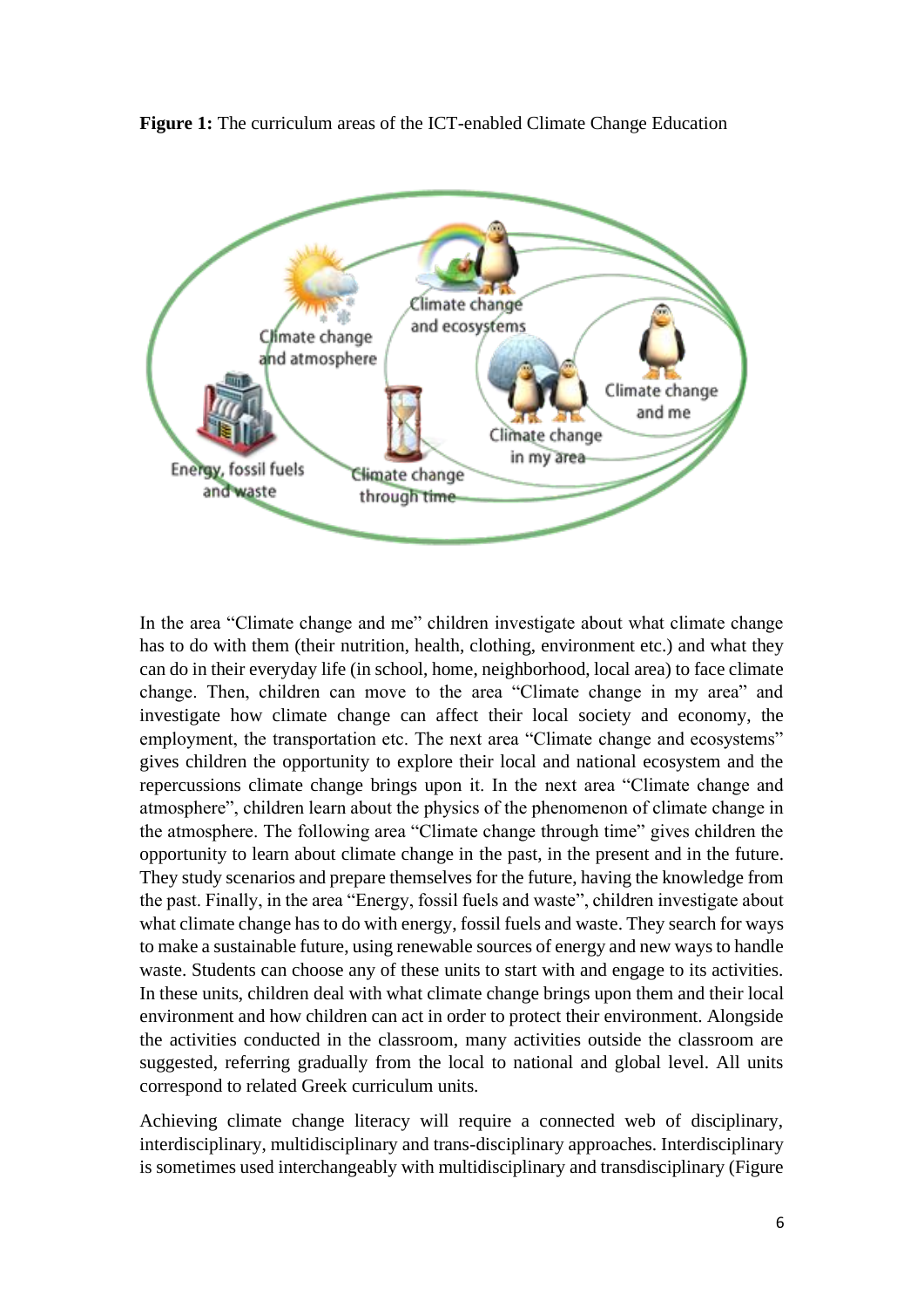**Figure 1:** The curriculum areas of the ICT-enabled Climate Change Education

In the area "Climate change and me" children investigate about what climate change has to do with them (their nutrition, health, clothing, environment etc.) and what they can do in their everyday life (in school, home, neighborhood, local area) to face climate change. Then, children can move to the area "Climate change in my area" and investigate how climate change can affect their local society and economy, the employment, the transportation etc. The next area "Climate change and ecosystems" gives children the opportunity to explore their local and national ecosystem and the repercussions climate change brings upon it. In the next area "Climate change and atmosphere", children learn about the physics of the phenomenon of climate change in the atmosphere. The following area "Climate change through time" gives children the opportunity to learn about climate change in the past, in the present and in the future. They study scenarios and prepare themselves for the future, having the knowledge from the past. Finally, in the area "Energy, fossil fuels and waste", children investigate about what climate change has to do with energy, fossil fuels and waste. They search for ways to make a sustainable future, using renewable sources of energy and new ways to handle waste. Students can choose any of these units to start with and engage to its activities. In these units, children deal with what climate change brings upon them and their local environment and how children can act in order to protect their environment. Alongside the activities conducted in the classroom, many activities outside the classroom are suggested, referring gradually from the local to national and global level. All units correspond to related Greek curriculum units.

Achieving climate change literacy will require a connected web of disciplinary, interdisciplinary, multidisciplinary and trans-disciplinary approaches. Interdisciplinary is sometimes used interchangeably with multidisciplinary and transdisciplinary (Figure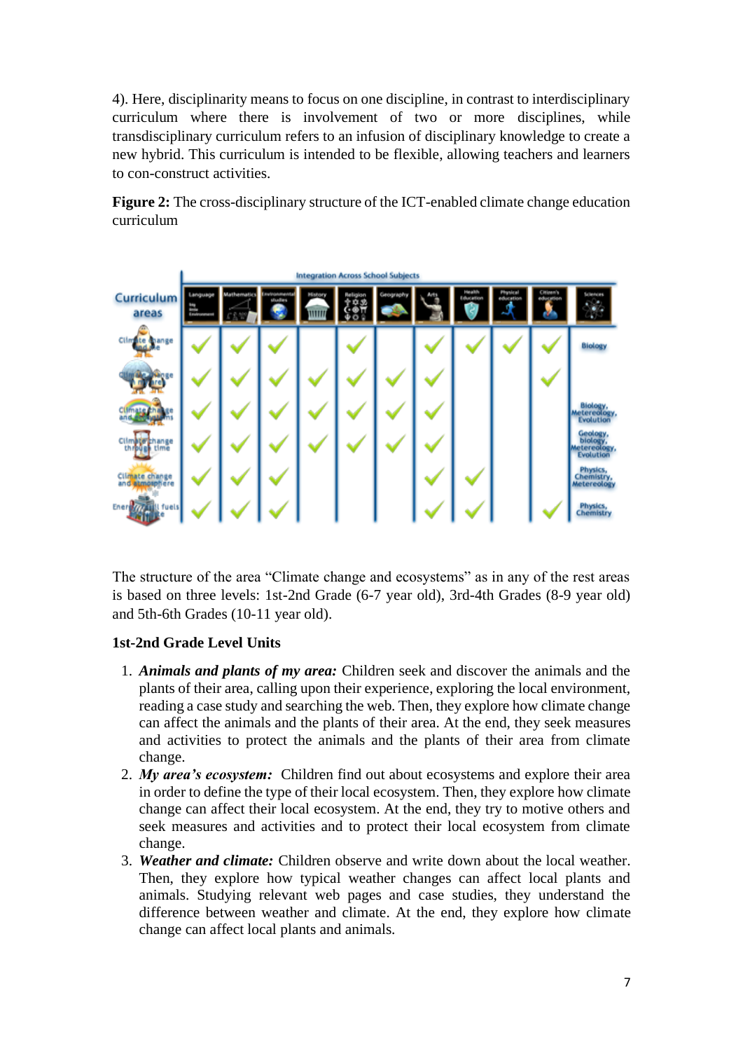4). Here, disciplinarity means to focus on one discipline, in contrast to interdisciplinary curriculum where there is involvement of two or more disciplines, while transdisciplinary curriculum refers to an infusion of disciplinary knowledge to create a new hybrid. This curriculum is intended to be flexible, allowing teachers and learners to con-construct activities.

**Figure 2:** The cross-disciplinary structure of the ICT-enabled climate change education curriculum

| Curriculum areas | Language | Mathematics | Environmental studies | History | Religion | Geography | Arts | Health Education | Physical education | Citizen's education | Sciences |
|---|---|---|---|---|---|---|---|---|---|---|---|
| Climate change and me | ✓ | ✓ | ✓ | | ✓ | | ✓ | ✓ | ✓ | ✓ | Biology |
| Climate change and culture | ✓ | ✓ | ✓ | ✓ | ✓ | ✓ | ✓ | | | ✓ | |
| Climate change and ecosystems | ✓ | ✓ | ✓ | ✓ | ✓ | ✓ | ✓ | | | | Biology, Metereology, Evolution |
| Climate change through time | ✓ | ✓ | ✓ | ✓ | ✓ | ✓ | ✓ | | | | Geology, biology, Metereology, Evolution |
| Climate change and atmosphere | ✓ | ✓ | ✓ | | | | ✓ | ✓ | | | Physics, Chemistry, Metereology |
| Energy and fossil fuels | ✓ | ✓ | ✓ | | | | ✓ | ✓ | | ✓ | Physics, Chemistry |

The structure of the area "Climate change and ecosystems" as in any of the rest areas is based on three levels: 1st-2nd Grade (6-7 year old), 3rd-4th Grades (8-9 year old) and 5th-6th Grades (10-11 year old).

**1st-2nd Grade Level Units**

1. ***Animals and plants of my area:*** Children seek and discover the animals and the plants of their area, calling upon their experience, exploring the local environment, reading a case study and searching the web. Then, they explore how climate change can affect the animals and the plants of their area. At the end, they seek measures and activities to protect the animals and the plants of their area from climate change.
2. ***My area's ecosystem:*** Children find out about ecosystems and explore their area in order to define the type of their local ecosystem. Then, they explore how climate change can affect their local ecosystem. At the end, they try to motive others and seek measures and activities and to protect their local ecosystem from climate change.
3. ***Weather and climate:*** Children observe and write down about the local weather. Then, they explore how typical weather changes can affect local plants and animals. Studying relevant web pages and case studies, they understand the difference between weather and climate. At the end, they explore how climate change can affect local plants and animals.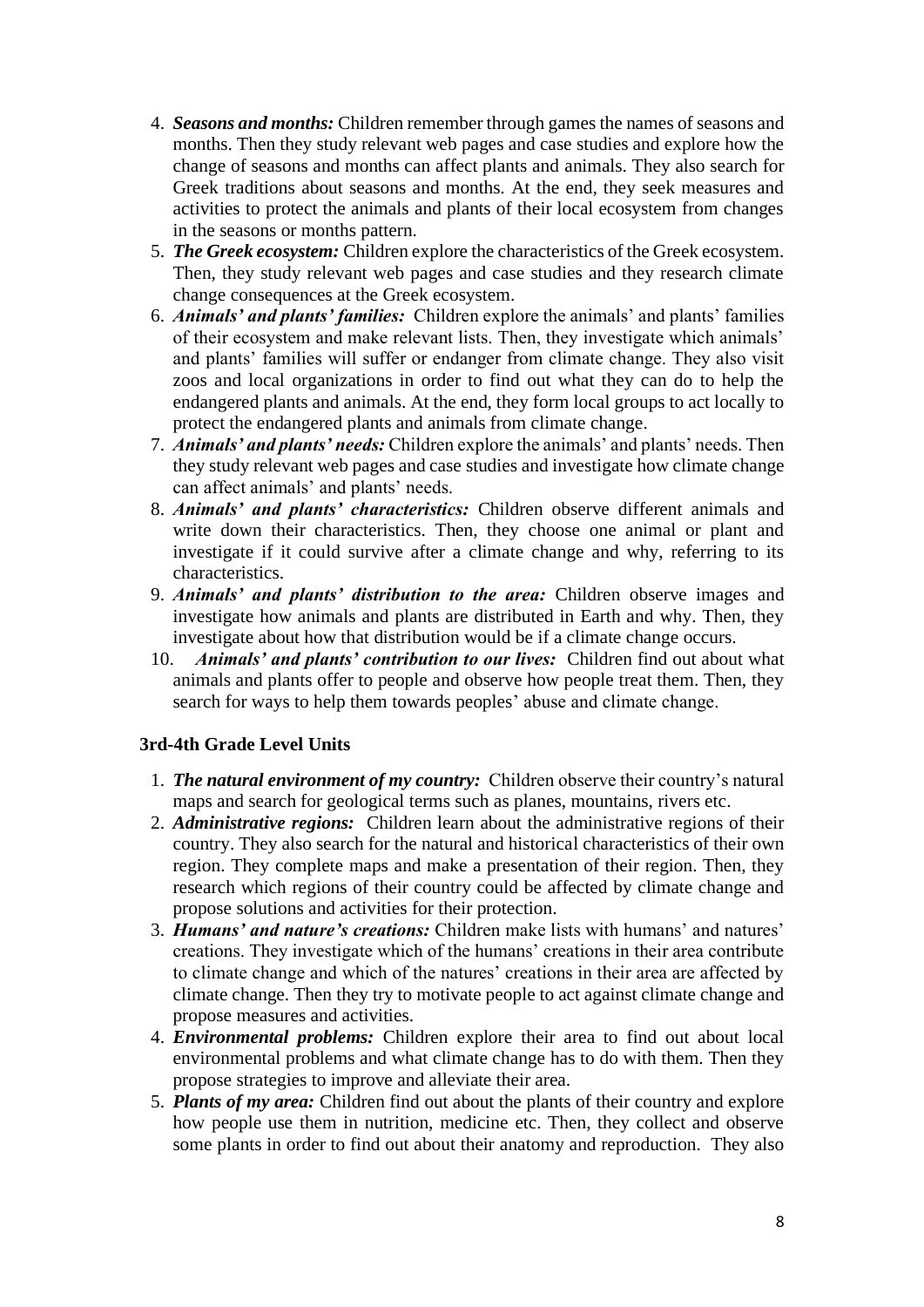4. ***Seasons and months:*** Children remember through games the names of seasons and months. Then they study relevant web pages and case studies and explore how the change of seasons and months can affect plants and animals. They also search for Greek traditions about seasons and months. At the end, they seek measures and activities to protect the animals and plants of their local ecosystem from changes in the seasons or months pattern.
5. ***The Greek ecosystem:*** Children explore the characteristics of the Greek ecosystem. Then, they study relevant web pages and case studies and they research climate change consequences at the Greek ecosystem.
6. ***Animals' and plants' families:*** Children explore the animals' and plants' families of their ecosystem and make relevant lists. Then, they investigate which animals' and plants' families will suffer or endanger from climate change. They also visit zoos and local organizations in order to find out what they can do to help the endangered plants and animals. At the end, they form local groups to act locally to protect the endangered plants and animals from climate change.
7. ***Animals' and plants' needs:*** Children explore the animals' and plants' needs. Then they study relevant web pages and case studies and investigate how climate change can affect animals' and plants' needs.
8. ***Animals' and plants' characteristics:*** Children observe different animals and write down their characteristics. Then, they choose one animal or plant and investigate if it could survive after a climate change and why, referring to its characteristics.
9. ***Animals' and plants' distribution to the area:*** Children observe images and investigate how animals and plants are distributed in Earth and why. Then, they investigate about how that distribution would be if a climate change occurs.
10. ***Animals' and plants' contribution to our lives:*** Children find out about what animals and plants offer to people and observe how people treat them. Then, they search for ways to help them towards peoples' abuse and climate change.

**3rd-4th Grade Level Units**

1. ***The natural environment of my country:*** Children observe their country's natural maps and search for geological terms such as planes, mountains, rivers etc.
2. ***Administrative regions:*** Children learn about the administrative regions of their country. They also search for the natural and historical characteristics of their own region. They complete maps and make a presentation of their region. Then, they research which regions of their country could be affected by climate change and propose solutions and activities for their protection.
3. ***Humans' and nature's creations:*** Children make lists with humans' and natures' creations. They investigate which of the humans' creations in their area contribute to climate change and which of the natures' creations in their area are affected by climate change. Then they try to motivate people to act against climate change and propose measures and activities.
4. ***Environmental problems:*** Children explore their area to find out about local environmental problems and what climate change has to do with them. Then they propose strategies to improve and alleviate their area.
5. ***Plants of my area:*** Children find out about the plants of their country and explore how people use them in nutrition, medicine etc. Then, they collect and observe some plants in order to find out about their anatomy and reproduction. They also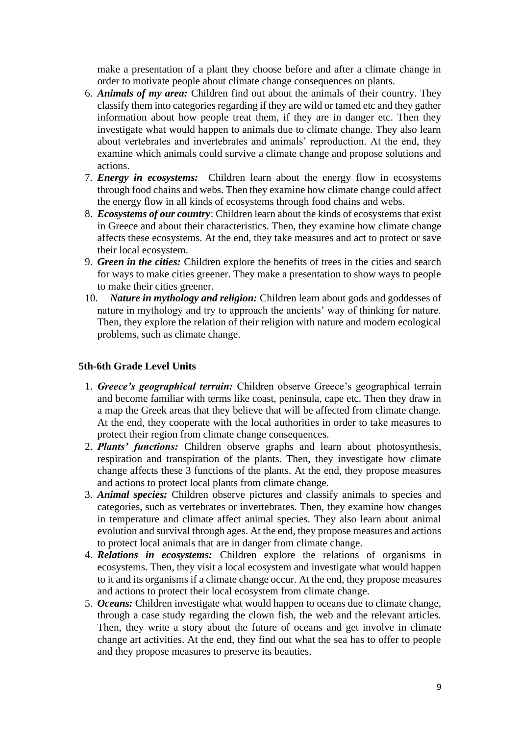make a presentation of a plant they choose before and after a climate change in order to motivate people about climate change consequences on plants.

6. ***Animals of my area:*** Children find out about the animals of their country. They classify them into categories regarding if they are wild or tamed etc and they gather information about how people treat them, if they are in danger etc. Then they investigate what would happen to animals due to climate change. They also learn about vertebrates and invertebrates and animals' reproduction. At the end, they examine which animals could survive a climate change and propose solutions and actions.
7. ***Energy in ecosystems:*** Children learn about the energy flow in ecosystems through food chains and webs. Then they examine how climate change could affect the energy flow in all kinds of ecosystems through food chains and webs.
8. ***Ecosystems of our country***: Children learn about the kinds of ecosystems that exist in Greece and about their characteristics. Then, they examine how climate change affects these ecosystems. At the end, they take measures and act to protect or save their local ecosystem.
9. ***Green in the cities:*** Children explore the benefits of trees in the cities and search for ways to make cities greener. They make a presentation to show ways to people to make their cities greener.
10. ***Nature in mythology and religion:*** Children learn about gods and goddesses of nature in mythology and try to approach the ancients' way of thinking for nature. Then, they explore the relation of their religion with nature and modern ecological problems, such as climate change.

### 5th-6th Grade Level Units

1. ***Greece's geographical terrain:*** Children observe Greece's geographical terrain and become familiar with terms like coast, peninsula, cape etc. Then they draw in a map the Greek areas that they believe that will be affected from climate change. At the end, they cooperate with the local authorities in order to take measures to protect their region from climate change consequences.
2. ***Plants' functions:*** Children observe graphs and learn about photosynthesis, respiration and transpiration of the plants. Then, they investigate how climate change affects these 3 functions of the plants. At the end, they propose measures and actions to protect local plants from climate change.
3. ***Animal species:*** Children observe pictures and classify animals to species and categories, such as vertebrates or invertebrates. Then, they examine how changes in temperature and climate affect animal species. They also learn about animal evolution and survival through ages. At the end, they propose measures and actions to protect local animals that are in danger from climate change.
4. ***Relations in ecosystems:*** Children explore the relations of organisms in ecosystems. Then, they visit a local ecosystem and investigate what would happen to it and its organisms if a climate change occur. At the end, they propose measures and actions to protect their local ecosystem from climate change.
5. ***Oceans:*** Children investigate what would happen to oceans due to climate change, through a case study regarding the clown fish, the web and the relevant articles. Then, they write a story about the future of oceans and get involve in climate change art activities. At the end, they find out what the sea has to offer to people and they propose measures to preserve its beauties.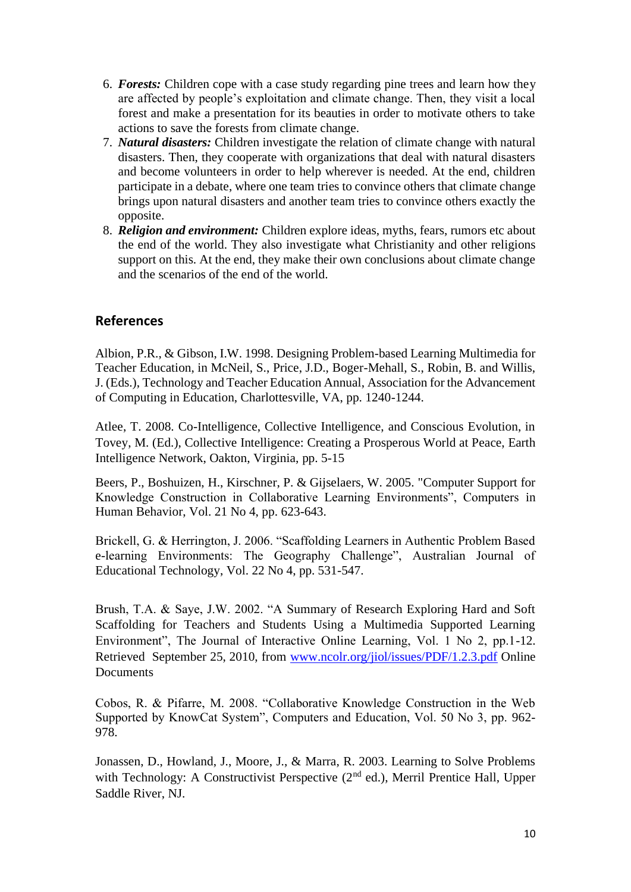6. ***Forests:*** Children cope with a case study regarding pine trees and learn how they are affected by people's exploitation and climate change. Then, they visit a local forest and make a presentation for its beauties in order to motivate others to take actions to save the forests from climate change.
7. ***Natural disasters:*** Children investigate the relation of climate change with natural disasters. Then, they cooperate with organizations that deal with natural disasters and become volunteers in order to help wherever is needed. At the end, children participate in a debate, where one team tries to convince others that climate change brings upon natural disasters and another team tries to convince others exactly the opposite.
8. ***Religion and environment:*** Children explore ideas, myths, fears, rumors etc about the end of the world. They also investigate what Christianity and other religions support on this. At the end, they make their own conclusions about climate change and the scenarios of the end of the world.

## References

Albion, P.R., & Gibson, I.W. 1998. Designing Problem-based Learning Multimedia for Teacher Education, in McNeil, S., Price, J.D., Boger-Mehall, S., Robin, B. and Willis, J. (Eds.), Technology and Teacher Education Annual, Association for the Advancement of Computing in Education, Charlottesville, VA, pp. 1240-1244.

Atlee, T. 2008. Co-Intelligence, Collective Intelligence, and Conscious Evolution, in Tovey, M. (Ed.), Collective Intelligence: Creating a Prosperous World at Peace, Earth Intelligence Network, Oakton, Virginia, pp. 5-15

Beers, P., Boshuizen, H., Kirschner, P. & Gijselaers, W. 2005. "Computer Support for Knowledge Construction in Collaborative Learning Environments", Computers in Human Behavior, Vol. 21 No 4, pp. 623-643.

Brickell, G. & Herrington, J. 2006. "Scaffolding Learners in Authentic Problem Based e-learning Environments: The Geography Challenge", Australian Journal of Educational Technology, Vol. 22 No 4, pp. 531-547.

Brush, T.A. & Saye, J.W. 2002. "A Summary of Research Exploring Hard and Soft Scaffolding for Teachers and Students Using a Multimedia Supported Learning Environment", The Journal of Interactive Online Learning, Vol. 1 No 2, pp.1-12. Retrieved September 25, 2010, from [www.ncolr.org/jiol/issues/PDF/1.2.3.pdf](www.ncolr.org/jiol/issues/PDF/1.2.3.pdf) Online Documents

Cobos, R. & Pifarre, M. 2008. "Collaborative Knowledge Construction in the Web Supported by KnowCat System", Computers and Education, Vol. 50 No 3, pp. 962-978.

Jonassen, D., Howland, J., Moore, J., & Marra, R. 2003. Learning to Solve Problems with Technology: A Constructivist Perspective (2nd ed.), Merril Prentice Hall, Upper Saddle River, NJ.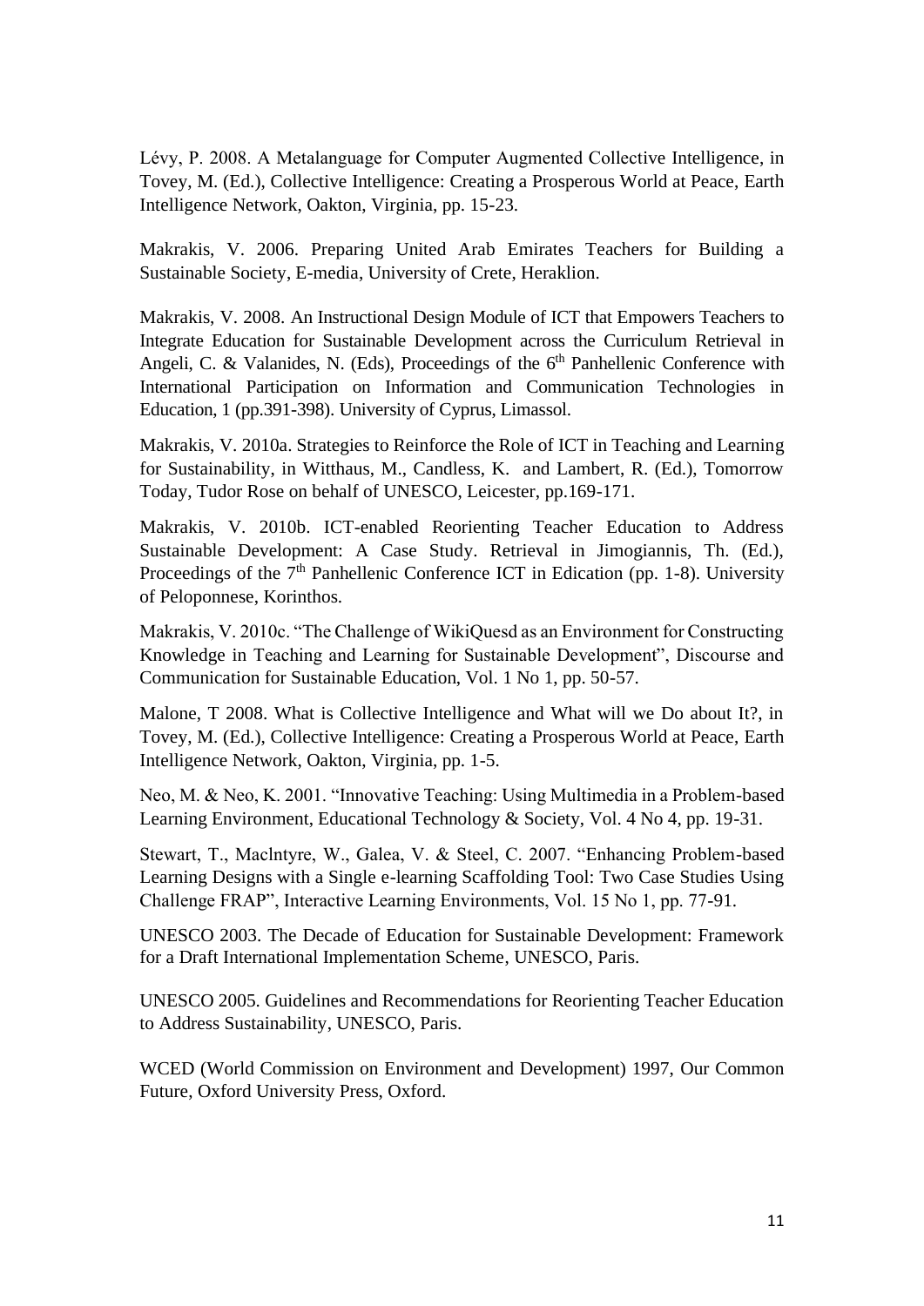Lévy, P. 2008. A Metalanguage for Computer Augmented Collective Intelligence, in Tovey, M. (Ed.), Collective Intelligence: Creating a Prosperous World at Peace, Earth Intelligence Network, Oakton, Virginia, pp. 15-23.

Makrakis, V. 2006. Preparing United Arab Emirates Teachers for Building a Sustainable Society, E-media, University of Crete, Heraklion.

Makrakis, V. 2008. An Instructional Design Module of ICT that Empowers Teachers to Integrate Education for Sustainable Development across the Curriculum Retrieval in Angeli, C. & Valanides, N. (Eds), Proceedings of the 6th Panhellenic Conference with International Participation on Information and Communication Technologies in Education, 1 (pp.391-398). University of Cyprus, Limassol.

Makrakis, V. 2010a. Strategies to Reinforce the Role of ICT in Teaching and Learning for Sustainability, in Witthaus, M., Candless, K. and Lambert, R. (Ed.), Tomorrow Today, Tudor Rose on behalf of UNESCO, Leicester, pp.169-171.

Makrakis, V. 2010b. ICT-enabled Reorienting Teacher Education to Address Sustainable Development: A Case Study. Retrieval in Jimogiannis, Th. (Ed.), Proceedings of the 7th Panhellenic Conference ICT in Edication (pp. 1-8). University of Peloponnese, Korinthos.

Makrakis, V. 2010c. "The Challenge of WikiQuesd as an Environment for Constructing Knowledge in Teaching and Learning for Sustainable Development", Discourse and Communication for Sustainable Education, Vol. 1 No 1, pp. 50-57.

Malone, T 2008. What is Collective Intelligence and What will we Do about It?, in Tovey, M. (Ed.), Collective Intelligence: Creating a Prosperous World at Peace, Earth Intelligence Network, Oakton, Virginia, pp. 1-5.

Neo, M. & Neo, K. 2001. "Innovative Teaching: Using Multimedia in a Problem-based Learning Environment, Educational Technology & Society, Vol. 4 No 4, pp. 19-31.

Stewart, T., Maclntyre, W., Galea, V. & Steel, C. 2007. "Enhancing Problem-based Learning Designs with a Single e-learning Scaffolding Tool: Two Case Studies Using Challenge FRAP", Interactive Learning Environments, Vol. 15 No 1, pp. 77-91.

UNESCO 2003. The Decade of Education for Sustainable Development: Framework for a Draft International Implementation Scheme, UNESCO, Paris.

UNESCO 2005. Guidelines and Recommendations for Reorienting Teacher Education to Address Sustainability, UNESCO, Paris.

WCED (World Commission on Environment and Development) 1997, Our Common Future, Oxford University Press, Oxford.